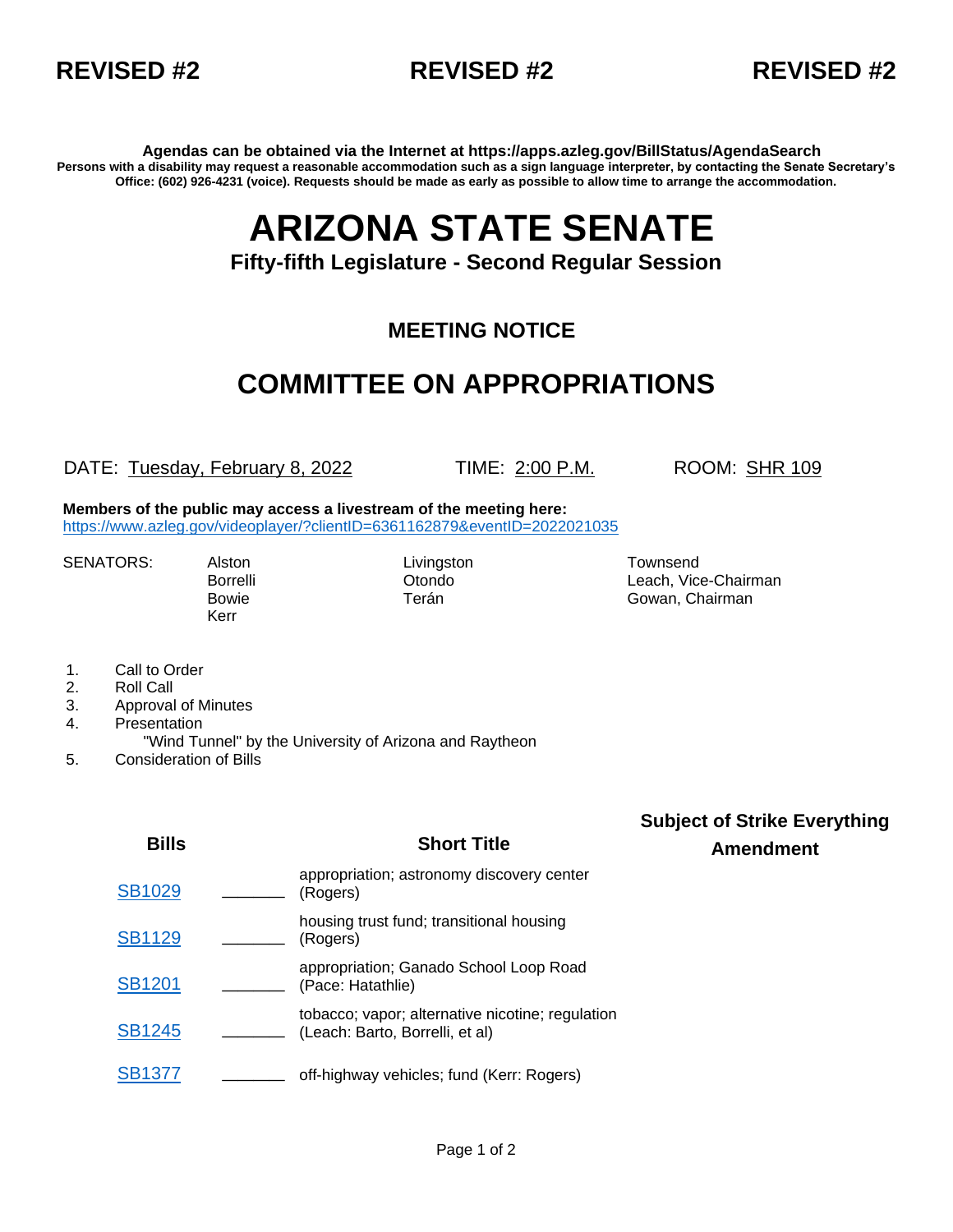**REVISED #2** **REVISED #2** **REVISED #2**

**Agendas can be obtained via the Internet at https://apps.azleg.gov/BillStatus/AgendaSearch**

**Persons with a disability may request a reasonable accommodation such as a sign language interpreter, by contacting the Senate Secretary's Office: (602) 926-4231 (voice). Requests should be made as early as possible to allow time to arrange the accommodation.**

# ARIZONA STATE SENATE

### Fifty-fifth Legislature - Second Regular Session

## MEETING NOTICE

## COMMITTEE ON APPROPRIATIONS

DATE: Tuesday, February 8, 2022 TIME: 2:00 P.M. ROOM: SHR 109

**Members of the public may access a livestream of the meeting here:**
https://www.azleg.gov/videoplayer/?clientID=6361162879&eventID=2022021035

SENATORS: Alston, Borrelli, Bowie, Kerr, Livingston, Otondo, Terán, Townsend, Leach, Vice-Chairman, Gowan, Chairman

1. Call to Order
2. Roll Call
3. Approval of Minutes
4. Presentation
   "Wind Tunnel" by the University of Arizona and Raytheon
5. Consideration of Bills

| Bills | | Short Title | Subject of Strike Everything Amendment |
|---|---|---|---|
| SB1029 | _______ | appropriation; astronomy discovery center (Rogers) | |
| SB1129 | _______ | housing trust fund; transitional housing (Rogers) | |
| SB1201 | _______ | appropriation; Ganado School Loop Road (Pace: Hatathlie) | |
| SB1245 | _______ | tobacco; vapor; alternative nicotine; regulation (Leach: Barto, Borrelli, et al) | |
| SB1377 | _______ | off-highway vehicles; fund (Kerr: Rogers) | |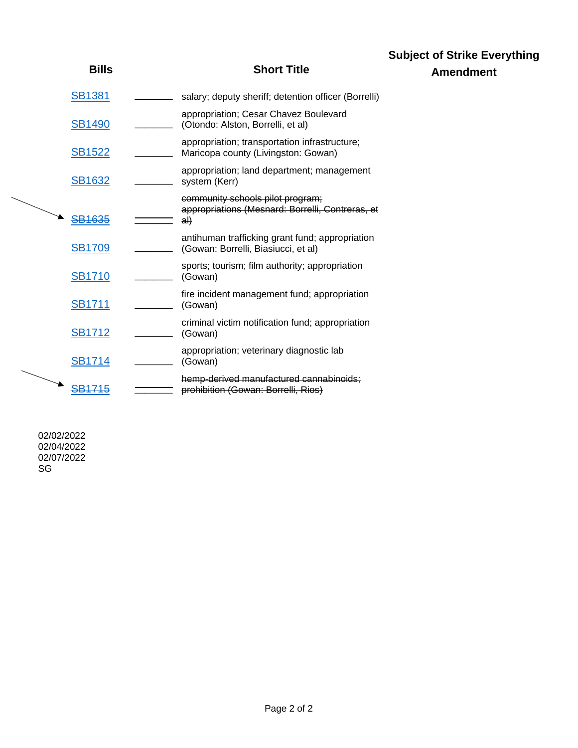| Bills | | Short Title | Subject of Strike Everything Amendment |
|---|---|---|---|
| SB1381 | ______ | salary; deputy sheriff; detention officer (Borrelli) | |
| SB1490 | ______ | appropriation; Cesar Chavez Boulevard (Otondo: Alston, Borrelli, et al) | |
| SB1522 | ______ | appropriation; transportation infrastructure; Maricopa county (Livingston: Gowan) | |
| SB1632 | ______ | appropriation; land department; management system (Kerr) | |
| → ~~SB1635~~ | ______ | ~~community schools pilot program; appropriations (Mesnard: Borrelli, Contreras, et al)~~ | |
| SB1709 | ______ | antihuman trafficking grant fund; appropriation (Gowan: Borrelli, Biasiucci, et al) | |
| SB1710 | ______ | sports; tourism; film authority; appropriation (Gowan) | |
| SB1711 | ______ | fire incident management fund; appropriation (Gowan) | |
| SB1712 | ______ | criminal victim notification fund; appropriation (Gowan) | |
| SB1714 | ______ | appropriation; veterinary diagnostic lab (Gowan) | |
| → ~~SB1715~~ | ______ | ~~hemp-derived manufactured cannabinoids; prohibition (Gowan: Borrelli, Rios)~~ | |

~~02/02/2022~~
~~02/04/2022~~
02/07/2022
SG